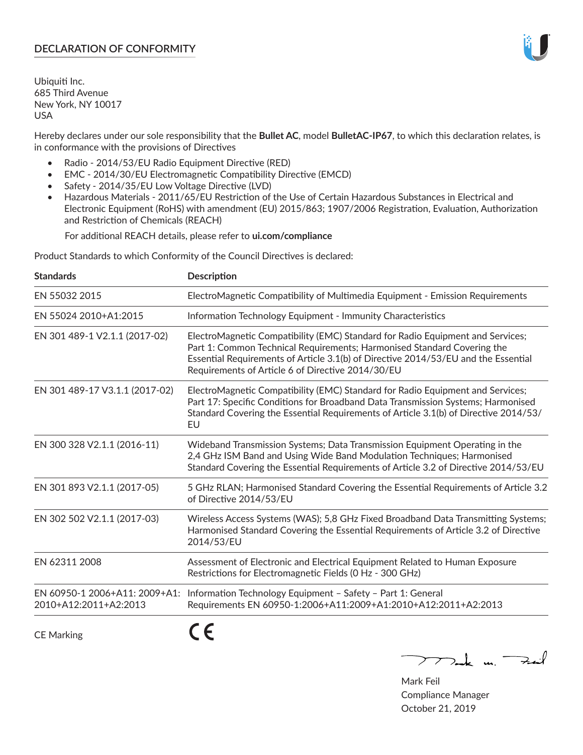## DECLARATION OF CONFORMITY

Ubiquiti Inc.
685 Third Avenue
New York, NY 10017
USA

Hereby declares under our sole responsibility that the **Bullet AC**, model **BulletAC-IP67**, to which this declaration relates, is in conformance with the provisions of Directives

- Radio - 2014/53/EU Radio Equipment Directive (RED)
- EMC - 2014/30/EU Electromagnetic Compatibility Directive (EMCD)
- Safety - 2014/35/EU Low Voltage Directive (LVD)
- Hazardous Materials - 2011/65/EU Restriction of the Use of Certain Hazardous Substances in Electrical and Electronic Equipment (RoHS) with amendment (EU) 2015/863; 1907/2006 Registration, Evaluation, Authorization and Restriction of Chemicals (REACH)

  For additional REACH details, please refer to **ui.com/compliance**

Product Standards to which Conformity of the Council Directives is declared:

| Standards | Description |
|---|---|
| EN 55032 2015 | ElectroMagnetic Compatibility of Multimedia Equipment - Emission Requirements |
| EN 55024 2010+A1:2015 | Information Technology Equipment - Immunity Characteristics |
| EN 301 489-1 V2.1.1 (2017-02) | ElectroMagnetic Compatibility (EMC) Standard for Radio Equipment and Services; Part 1: Common Technical Requirements; Harmonised Standard Covering the Essential Requirements of Article 3.1(b) of Directive 2014/53/EU and the Essential Requirements of Article 6 of Directive 2014/30/EU |
| EN 301 489-17 V3.1.1 (2017-02) | ElectroMagnetic Compatibility (EMC) Standard for Radio Equipment and Services; Part 17: Specific Conditions for Broadband Data Transmission Systems; Harmonised Standard Covering the Essential Requirements of Article 3.1(b) of Directive 2014/53/EU |
| EN 300 328 V2.1.1 (2016-11) | Wideband Transmission Systems; Data Transmission Equipment Operating in the 2,4 GHz ISM Band and Using Wide Band Modulation Techniques; Harmonised Standard Covering the Essential Requirements of Article 3.2 of Directive 2014/53/EU |
| EN 301 893 V2.1.1 (2017-05) | 5 GHz RLAN; Harmonised Standard Covering the Essential Requirements of Article 3.2 of Directive 2014/53/EU |
| EN 302 502 V2.1.1 (2017-03) | Wireless Access Systems (WAS); 5,8 GHz Fixed Broadband Data Transmitting Systems; Harmonised Standard Covering the Essential Requirements of Article 3.2 of Directive 2014/53/EU |
| EN 62311 2008 | Assessment of Electronic and Electrical Equipment Related to Human Exposure Restrictions for Electromagnetic Fields (0 Hz - 300 GHz) |
| EN 60950-1 2006+A11: 2009+A1: 2010+A12:2011+A2:2013 | Information Technology Equipment – Safety – Part 1: General Requirements EN 60950-1:2006+A11:2009+A1:2010+A12:2011+A2:2013 |

CE Marking CE

Mark Feil
Compliance Manager
October 21, 2019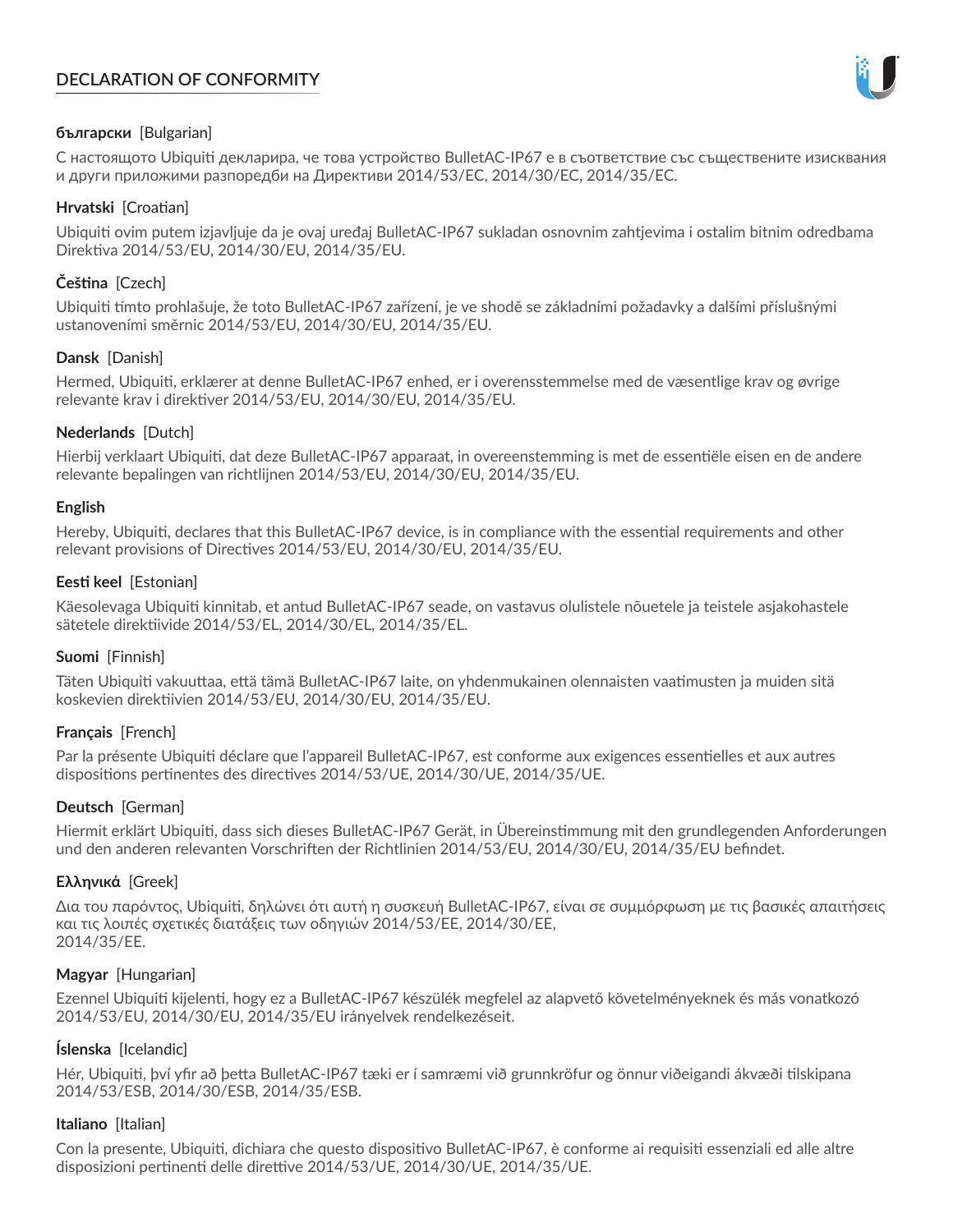# DECLARATION OF CONFORMITY

**български** [Bulgarian]

С настоящото Ubiquiti декларира, че това устройство BulletAC-IP67 е в съответствие със съществените изисквания и други приложими разпоредби на Директиви 2014/53/EC, 2014/30/ЕС, 2014/35/ЕС.

**Hrvatski** [Croatian]

Ubiquiti ovim putem izjavljuje da je ovaj uređaj BulletAC-IP67 sukladan osnovnim zahtjevima i ostalim bitnim odredbama Direktiva 2014/53/EU, 2014/30/EU, 2014/35/EU.

**Čeština** [Czech]

Ubiquiti tímto prohlašuje, že toto BulletAC-IP67 zařízení, je ve shodě se základními požadavky a dalšími příslušnými ustanoveními směrnic 2014/53/EU, 2014/30/EU, 2014/35/EU.

**Dansk** [Danish]

Hermed, Ubiquiti, erklærer at denne BulletAC-IP67 enhed, er i overensstemmelse med de væsentlige krav og øvrige relevante krav i direktiver 2014/53/EU, 2014/30/EU, 2014/35/EU.

**Nederlands** [Dutch]

Hierbij verklaart Ubiquiti, dat deze BulletAC-IP67 apparaat, in overeenstemming is met de essentiële eisen en de andere relevante bepalingen van richtlijnen 2014/53/EU, 2014/30/EU, 2014/35/EU.

**English**

Hereby, Ubiquiti, declares that this BulletAC-IP67 device, is in compliance with the essential requirements and other relevant provisions of Directives 2014/53/EU, 2014/30/EU, 2014/35/EU.

**Eesti keel** [Estonian]

Käesolevaga Ubiquiti kinnitab, et antud BulletAC-IP67 seade, on vastavus olulistele nõuetele ja teistele asjakohastele sätetele direktiivide 2014/53/EL, 2014/30/EL, 2014/35/EL.

**Suomi** [Finnish]

Täten Ubiquiti vakuuttaa, että tämä BulletAC-IP67 laite, on yhdenmukainen olennaisten vaatimusten ja muiden sitä koskevien direktiivien 2014/53/EU, 2014/30/EU, 2014/35/EU.

**Français** [French]

Par la présente Ubiquiti déclare que l'appareil BulletAC-IP67, est conforme aux exigences essentielles et aux autres dispositions pertinentes des directives 2014/53/UE, 2014/30/UE, 2014/35/UE.

**Deutsch** [German]

Hiermit erklärt Ubiquiti, dass sich dieses BulletAC-IP67 Gerät, in Übereinstimmung mit den grundlegenden Anforderungen und den anderen relevanten Vorschriften der Richtlinien 2014/53/EU, 2014/30/EU, 2014/35/EU befindet.

**Ελληνικά** [Greek]

Δια του παρόντος, Ubiquiti, δηλώνει ότι αυτή η συσκευή BulletAC-IP67, είναι σε συμμόρφωση με τις βασικές απαιτήσεις και τις λοιπές σχετικές διατάξεις των οδηγιών 2014/53/EE, 2014/30/EE, 2014/35/EE.

**Magyar** [Hungarian]

Ezennel Ubiquiti kijelenti, hogy ez a BulletAC-IP67 készülék megfelel az alapvető követelményeknek és más vonatkozó 2014/53/EU, 2014/30/EU, 2014/35/EU irányelvek rendelkezéseit.

**Íslenska** [Icelandic]

Hér, Ubiquiti, því yfir að þetta BulletAC-IP67 tæki er í samræmi við grunnkröfur og önnur viðeigandi ákvæði tilskipana 2014/53/ESB, 2014/30/ESB, 2014/35/ESB.

**Italiano** [Italian]

Con la presente, Ubiquiti, dichiara che questo dispositivo BulletAC-IP67, è conforme ai requisiti essenziali ed alle altre disposizioni pertinenti delle direttive 2014/53/UE, 2014/30/UE, 2014/35/UE.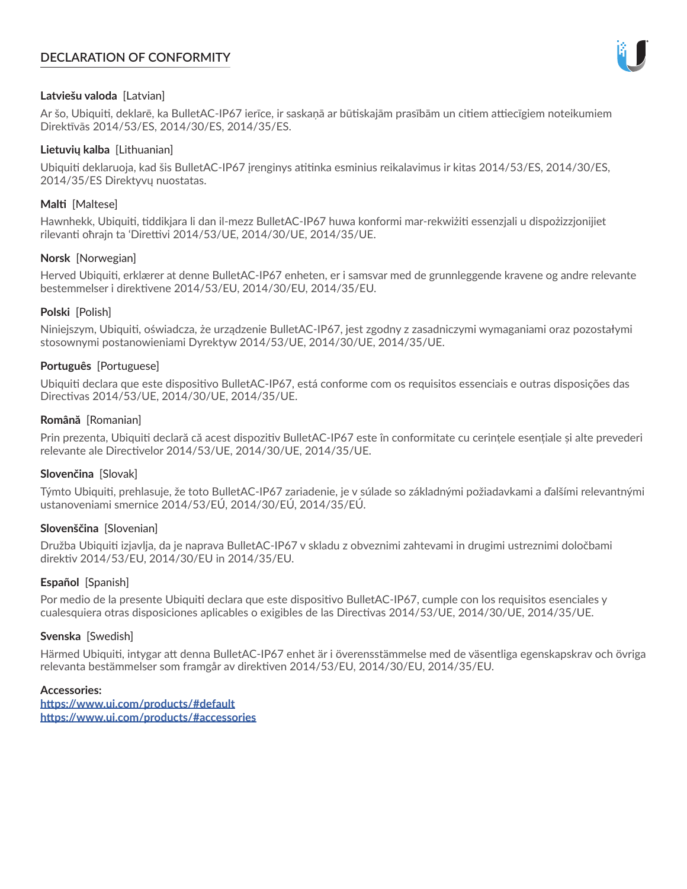## DECLARATION OF CONFORMITY

**Latviešu valoda** [Latvian]

Ar šo, Ubiquiti, deklarē, ka BulletAC-IP67 ierīce, ir saskaņā ar būtiskajām prasībām un citiem attiecīgiem noteikumiem Direktīvās 2014/53/ES, 2014/30/ES, 2014/35/ES.

**Lietuvių kalba** [Lithuanian]

Ubiquiti deklaruoja, kad šis BulletAC-IP67 įrenginys atitinka esminius reikalavimus ir kitas 2014/53/ES, 2014/30/ES, 2014/35/ES Direktyvų nuostatas.

**Malti** [Maltese]

Hawnhekk, Ubiquiti, tiddikjara li dan il-mezz BulletAC-IP67 huwa konformi mar-rekwiżiti essenzjali u dispożizzjonijiet rilevanti oħrajn ta 'Direttivi 2014/53/UE, 2014/30/UE, 2014/35/UE.

**Norsk** [Norwegian]

Herved Ubiquiti, erklærer at denne BulletAC-IP67 enheten, er i samsvar med de grunnleggende kravene og andre relevante bestemmelser i direktivene 2014/53/EU, 2014/30/EU, 2014/35/EU.

**Polski** [Polish]

Niniejszym, Ubiquiti, oświadcza, że urządzenie BulletAC-IP67, jest zgodny z zasadniczymi wymaganiami oraz pozostałymi stosownymi postanowieniami Dyrektyw 2014/53/UE, 2014/30/UE, 2014/35/UE.

**Português** [Portuguese]

Ubiquiti declara que este dispositivo BulletAC-IP67, está conforme com os requisitos essenciais e outras disposições das Directivas 2014/53/UE, 2014/30/UE, 2014/35/UE.

**Română** [Romanian]

Prin prezenta, Ubiquiti declară că acest dispozitiv BulletAC-IP67 este în conformitate cu cerințele esențiale și alte prevederi relevante ale Directivelor 2014/53/UE, 2014/30/UE, 2014/35/UE.

**Slovenčina** [Slovak]

Týmto Ubiquiti, prehlasuje, že toto BulletAC-IP67 zariadenie, je v súlade so základnými požiadavkami a ďalšími relevantnými ustanoveniami smernice 2014/53/EÚ, 2014/30/EÚ, 2014/35/EÚ.

**Slovenščina** [Slovenian]

Družba Ubiquiti izjavlja, da je naprava BulletAC-IP67 v skladu z obveznimi zahtevami in drugimi ustreznimi določbami direktiv 2014/53/EU, 2014/30/EU in 2014/35/EU.

**Español** [Spanish]

Por medio de la presente Ubiquiti declara que este dispositivo BulletAC-IP67, cumple con los requisitos esenciales y cualesquiera otras disposiciones aplicables o exigibles de las Directivas 2014/53/UE, 2014/30/UE, 2014/35/UE.

**Svenska** [Swedish]

Härmed Ubiquiti, intygar att denna BulletAC-IP67 enhet är i överensstämmelse med de väsentliga egenskapskrav och övriga relevanta bestämmelser som framgår av direktiven 2014/53/EU, 2014/30/EU, 2014/35/EU.

**Accessories:**
**https://www.ui.com/products/#default**
**https://www.ui.com/products/#accessories**